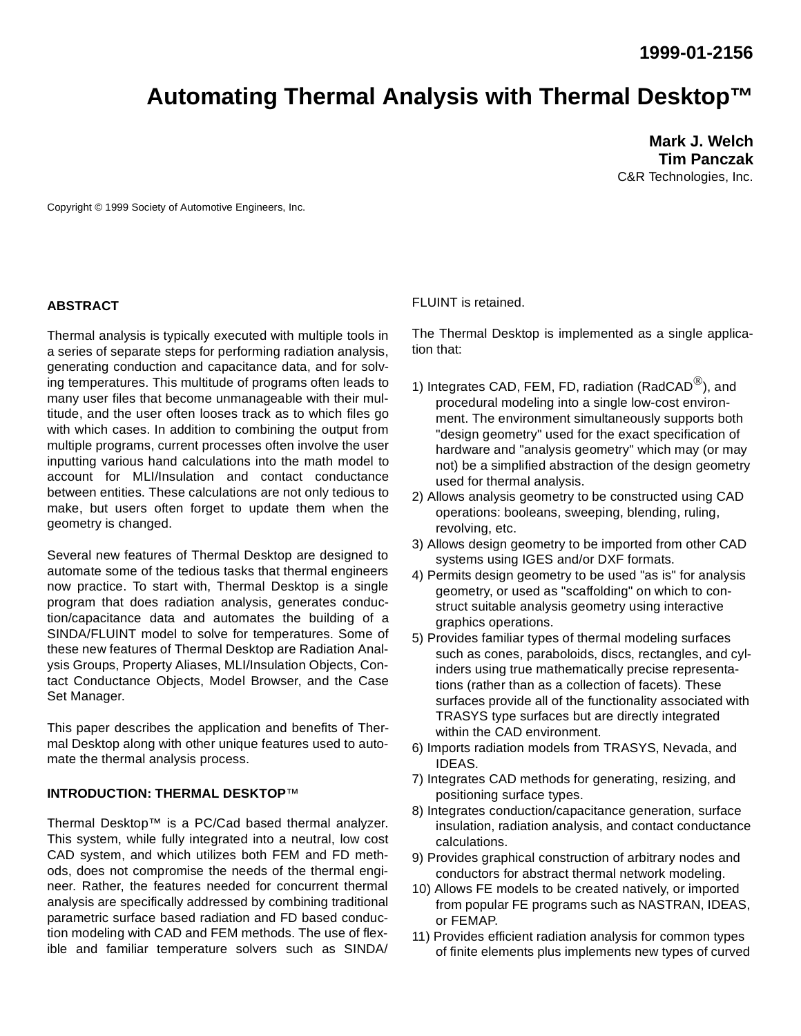1999-01-2156

# Automating Thermal Analysis with Thermal Desktop™

**Mark J. Welch**
**Tim Panczak**
C&R Technologies, Inc.

Copyright © 1999 Society of Automotive Engineers, Inc.

## ABSTRACT

Thermal analysis is typically executed with multiple tools in a series of separate steps for performing radiation analysis, generating conduction and capacitance data, and for solving temperatures. This multitude of programs often leads to many user files that become unmanageable with their multitude, and the user often looses track as to which files go with which cases. In addition to combining the output from multiple programs, current processes often involve the user inputting various hand calculations into the math model to account for MLI/Insulation and contact conductance between entities. These calculations are not only tedious to make, but users often forget to update them when the geometry is changed.

Several new features of Thermal Desktop are designed to automate some of the tedious tasks that thermal engineers now practice. To start with, Thermal Desktop is a single program that does radiation analysis, generates conduction/capacitance data and automates the building of a SINDA/FLUINT model to solve for temperatures. Some of these new features of Thermal Desktop are Radiation Analysis Groups, Property Aliases, MLI/Insulation Objects, Contact Conductance Objects, Model Browser, and the Case Set Manager.

This paper describes the application and benefits of Thermal Desktop along with other unique features used to automate the thermal analysis process.

## INTRODUCTION: THERMAL DESKTOP™

Thermal Desktop™ is a PC/Cad based thermal analyzer. This system, while fully integrated into a neutral, low cost CAD system, and which utilizes both FEM and FD methods, does not compromise the needs of the thermal engineer. Rather, the features needed for concurrent thermal analysis are specifically addressed by combining traditional parametric surface based radiation and FD based conduction modeling with CAD and FEM methods. The use of flexible and familiar temperature solvers such as SINDA/FLUINT is retained.

The Thermal Desktop is implemented as a single application that:

1) Integrates CAD, FEM, FD, radiation (RadCAD®), and procedural modeling into a single low-cost environment. The environment simultaneously supports both "design geometry" used for the exact specification of hardware and "analysis geometry" which may (or may not) be a simplified abstraction of the design geometry used for thermal analysis.
2) Allows analysis geometry to be constructed using CAD operations: booleans, sweeping, blending, ruling, revolving, etc.
3) Allows design geometry to be imported from other CAD systems using IGES and/or DXF formats.
4) Permits design geometry to be used "as is" for analysis geometry, or used as "scaffolding" on which to construct suitable analysis geometry using interactive graphics operations.
5) Provides familiar types of thermal modeling surfaces such as cones, paraboloids, discs, rectangles, and cylinders using true mathematically precise representations (rather than as a collection of facets). These surfaces provide all of the functionality associated with TRASYS type surfaces but are directly integrated within the CAD environment.
6) Imports radiation models from TRASYS, Nevada, and IDEAS.
7) Integrates CAD methods for generating, resizing, and positioning surface types.
8) Integrates conduction/capacitance generation, surface insulation, radiation analysis, and contact conductance calculations.
9) Provides graphical construction of arbitrary nodes and conductors for abstract thermal network modeling.
10) Allows FE models to be created natively, or imported from popular FE programs such as NASTRAN, IDEAS, or FEMAP.
11) Provides efficient radiation analysis for common types of finite elements plus implements new types of curved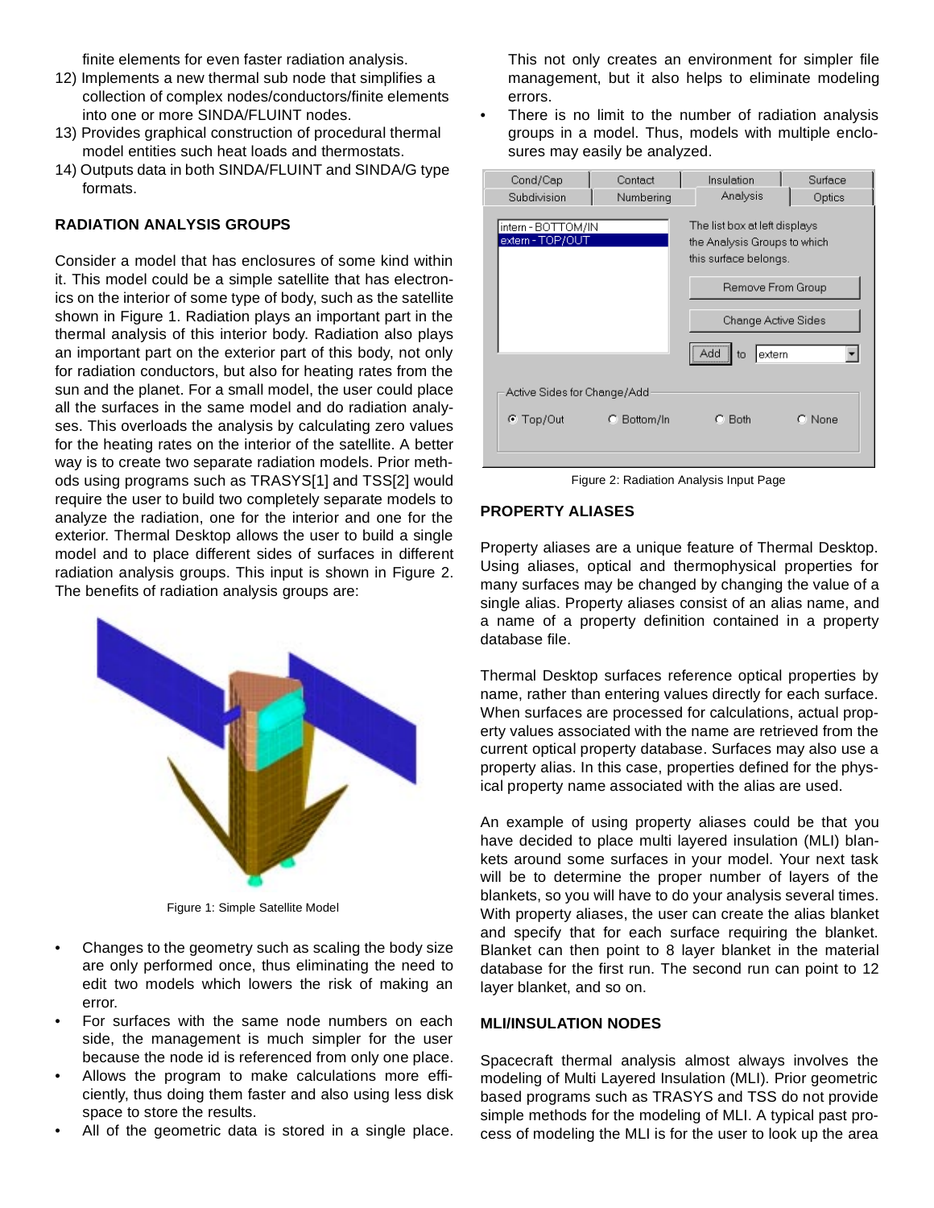finite elements for even faster radiation analysis.

12) Implements a new thermal sub node that simplifies a collection of complex nodes/conductors/finite elements into one or more SINDA/FLUINT nodes.
13) Provides graphical construction of procedural thermal model entities such heat loads and thermostats.
14) Outputs data in both SINDA/FLUINT and SINDA/G type formats.

## RADIATION ANALYSIS GROUPS

Consider a model that has enclosures of some kind within it. This model could be a simple satellite that has electronics on the interior of some type of body, such as the satellite shown in Figure 1. Radiation plays an important part in the thermal analysis of this interior body. Radiation also plays an important part on the exterior part of this body, not only for radiation conductors, but also for heating rates from the sun and the planet. For a small model, the user could place all the surfaces in the same model and do radiation analyses. This overloads the analysis by calculating zero values for the heating rates on the interior of the satellite. A better way is to create two separate radiation models. Prior methods using programs such as TRASYS[1] and TSS[2] would require the user to build two completely separate models to analyze the radiation, one for the interior and one for the exterior. Thermal Desktop allows the user to build a single model and to place different sides of surfaces in different radiation analysis groups. This input is shown in Figure 2. The benefits of radiation analysis groups are:

Figure 1: Simple Satellite Model

- Changes to the geometry such as scaling the body size are only performed once, thus eliminating the need to edit two models which lowers the risk of making an error.
- For surfaces with the same node numbers on each side, the management is much simpler for the user because the node id is referenced from only one place.
- Allows the program to make calculations more efficiently, thus doing them faster and also using less disk space to store the results.
- All of the geometric data is stored in a single place. This not only creates an environment for simpler file management, but it also helps to eliminate modeling errors.
- There is no limit to the number of radiation analysis groups in a model. Thus, models with multiple enclosures may easily be analyzed.

Figure 2: Radiation Analysis Input Page

## PROPERTY ALIASES

Property aliases are a unique feature of Thermal Desktop. Using aliases, optical and thermophysical properties for many surfaces may be changed by changing the value of a single alias. Property aliases consist of an alias name, and a name of a property definition contained in a property database file.

Thermal Desktop surfaces reference optical properties by name, rather than entering values directly for each surface. When surfaces are processed for calculations, actual property values associated with the name are retrieved from the current optical property database. Surfaces may also use a property alias. In this case, properties defined for the physical property name associated with the alias are used.

An example of using property aliases could be that you have decided to place multi layered insulation (MLI) blankets around some surfaces in your model. Your next task will be to determine the proper number of layers of the blankets, so you will have to do your analysis several times. With property aliases, the user can create the alias blanket and specify that for each surface requiring the blanket. Blanket can then point to 8 layer blanket in the material database for the first run. The second run can point to 12 layer blanket, and so on.

## MLI/INSULATION NODES

Spacecraft thermal analysis almost always involves the modeling of Multi Layered Insulation (MLI). Prior geometric based programs such as TRASYS and TSS do not provide simple methods for the modeling of MLI. A typical past process of modeling the MLI is for the user to look up the area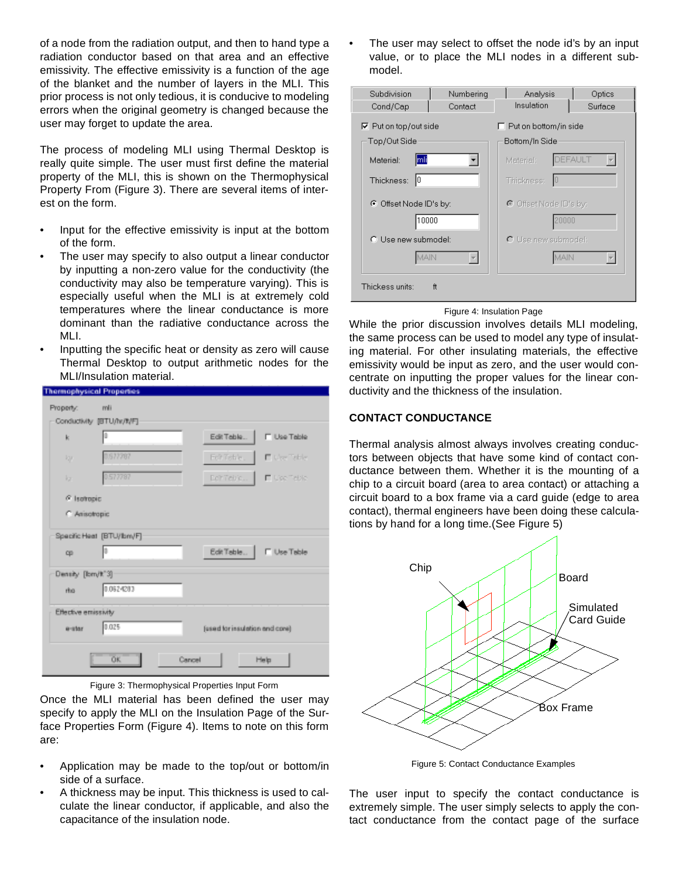of a node from the radiation output, and then to hand type a radiation conductor based on that area and an effective emissivity. The effective emissivity is a function of the age of the blanket and the number of layers in the MLI. This prior process is not only tedious, it is conducive to modeling errors when the original geometry is changed because the user may forget to update the area.

The process of modeling MLI using Thermal Desktop is really quite simple. The user must first define the material property of the MLI, this is shown on the Thermophysical Property From (Figure 3). There are several items of interest on the form.

- Input for the effective emissivity is input at the bottom of the form.
- The user may specify to also output a linear conductor by inputting a non-zero value for the conductivity (the conductivity may also be temperature varying). This is especially useful when the MLI is at extremely cold temperatures where the linear conductance is more dominant than the radiative conductance across the MLI.
- Inputting the specific heat or density as zero will cause Thermal Desktop to output arithmetic nodes for the MLI/Insulation material.

Figure 3: Thermophysical Properties Input Form

Once the MLI material has been defined the user may specify to apply the MLI on the Insulation Page of the Surface Properties Form (Figure 4). Items to note on this form are:

- Application may be made to the top/out or bottom/in side of a surface.
- A thickness may be input. This thickness is used to calculate the linear conductor, if applicable, and also the capacitance of the insulation node.
- The user may select to offset the node id's by an input value, or to place the MLI nodes in a different submodel.

Figure 4: Insulation Page

While the prior discussion involves details MLI modeling, the same process can be used to model any type of insulating material. For other insulating materials, the effective emissivity would be input as zero, and the user would concentrate on inputting the proper values for the linear conductivity and the thickness of the insulation.

## CONTACT CONDUCTANCE

Thermal analysis almost always involves creating conductors between objects that have some kind of contact conductance between them. Whether it is the mounting of a chip to a circuit board (area to area contact) or attaching a circuit board to a box frame via a card guide (edge to area contact), thermal engineers have been doing these calculations by hand for a long time.(See Figure 5)

Figure 5: Contact Conductance Examples

The user input to specify the contact conductance is extremely simple. The user simply selects to apply the contact conductance from the contact page of the surface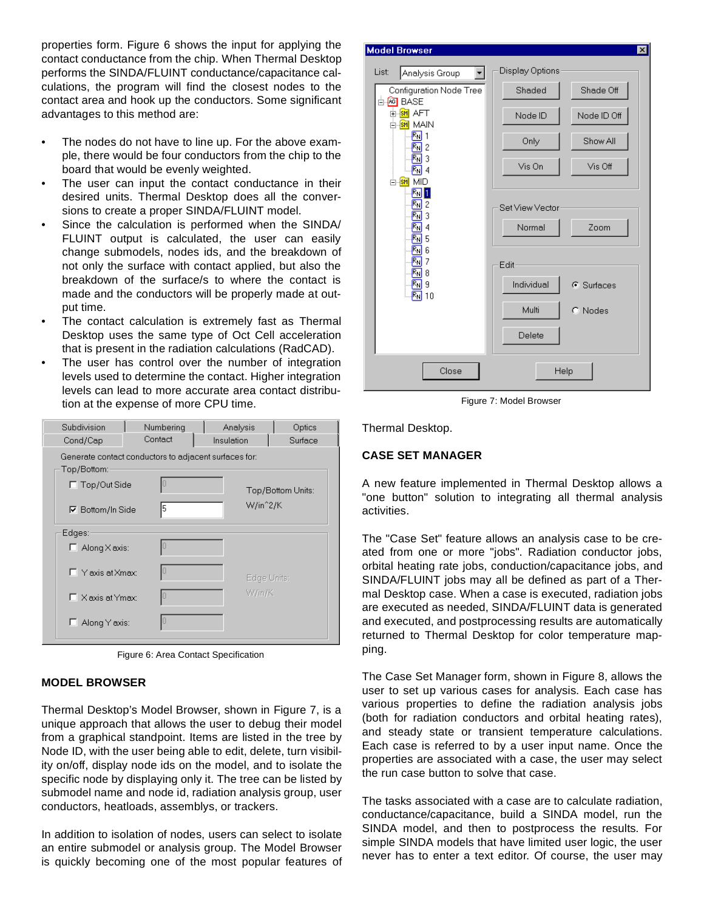properties form. Figure 6 shows the input for applying the contact conductance from the chip. When Thermal Desktop performs the SINDA/FLUINT conductance/capacitance calculations, the program will find the closest nodes to the contact area and hook up the conductors. Some significant advantages to this method are:

- The nodes do not have to line up. For the above example, there would be four conductors from the chip to the board that would be evenly weighted.
- The user can input the contact conductance in their desired units. Thermal Desktop does all the conversions to create a proper SINDA/FLUINT model.
- Since the calculation is performed when the SINDA/FLUINT output is calculated, the user can easily change submodels, nodes ids, and the breakdown of not only the surface with contact applied, but also the breakdown of the surface/s to where the contact is made and the conductors will be properly made at output time.
- The contact calculation is extremely fast as Thermal Desktop uses the same type of Oct Cell acceleration that is present in the radiation calculations (RadCAD).
- The user has control over the number of integration levels used to determine the contact. Higher integration levels can lead to more accurate area contact distribution at the expense of more CPU time.

Figure 6: Area Contact Specification

## MODEL BROWSER

Thermal Desktop's Model Browser, shown in Figure 7, is a unique approach that allows the user to debug their model from a graphical standpoint. Items are listed in the tree by Node ID, with the user being able to edit, delete, turn visibility on/off, display node ids on the model, and to isolate the specific node by displaying only it. The tree can be listed by submodel name and node id, radiation analysis group, user conductors, heatloads, assemblys, or trackers.

In addition to isolation of nodes, users can select to isolate an entire submodel or analysis group. The Model Browser is quickly becoming one of the most popular features of Thermal Desktop.

Figure 7: Model Browser

## CASE SET MANAGER

A new feature implemented in Thermal Desktop allows a "one button" solution to integrating all thermal analysis activities.

The "Case Set" feature allows an analysis case to be created from one or more "jobs". Radiation conductor jobs, orbital heating rate jobs, conduction/capacitance jobs, and SINDA/FLUINT jobs may all be defined as part of a Thermal Desktop case. When a case is executed, radiation jobs are executed as needed, SINDA/FLUINT data is generated and executed, and postprocessing results are automatically returned to Thermal Desktop for color temperature mapping.

The Case Set Manager form, shown in Figure 8, allows the user to set up various cases for analysis. Each case has various properties to define the radiation analysis jobs (both for radiation conductors and orbital heating rates), and steady state or transient temperature calculations. Each case is referred to by a user input name. Once the properties are associated with a case, the user may select the run case button to solve that case.

The tasks associated with a case are to calculate radiation, conductance/capacitance, build a SINDA model, run the SINDA model, and then to postprocess the results. For simple SINDA models that have limited user logic, the user never has to enter a text editor. Of course, the user may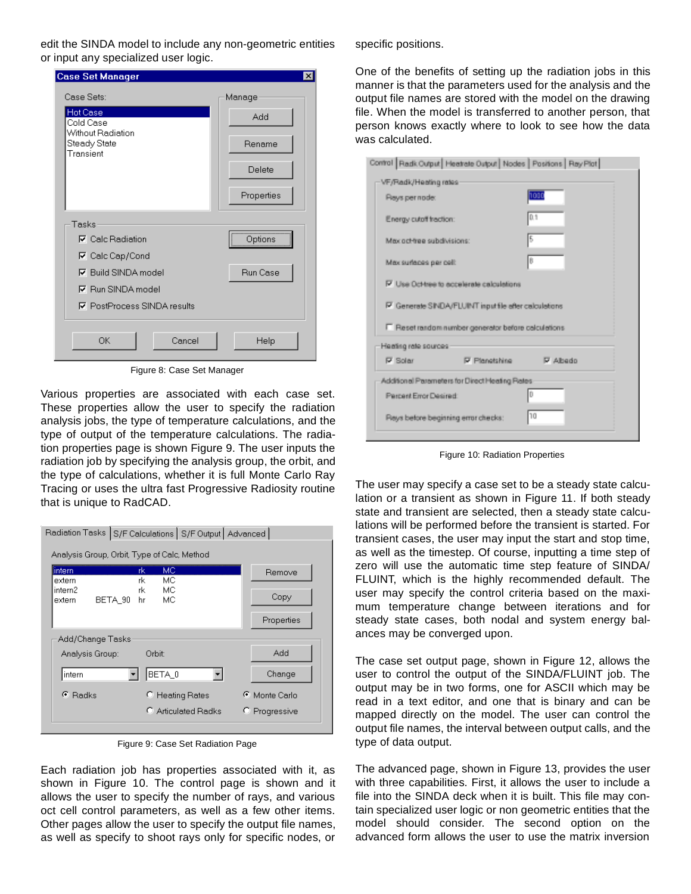edit the SINDA model to include any non-geometric entities or input any specialized user logic.

Figure 8: Case Set Manager

Various properties are associated with each case set. These properties allow the user to specify the radiation analysis jobs, the type of temperature calculations, and the type of output of the temperature calculations. The radiation properties page is shown Figure 9. The user inputs the radiation job by specifying the analysis group, the orbit, and the type of calculations, whether it is full Monte Carlo Ray Tracing or uses the ultra fast Progressive Radiosity routine that is unique to RadCAD.

Figure 9: Case Set Radiation Page

Each radiation job has properties associated with it, as shown in Figure 10. The control page is shown and it allows the user to specify the number of rays, and various oct cell control parameters, as well as a few other items. Other pages allow the user to specify the output file names, as well as specify to shoot rays only for specific nodes, or specific positions.

One of the benefits of setting up the radiation jobs in this manner is that the parameters used for the analysis and the output file names are stored with the model on the drawing file. When the model is transferred to another person, that person knows exactly where to look to see how the data was calculated.

Figure 10: Radiation Properties

The user may specify a case set to be a steady state calculation or a transient as shown in Figure 11. If both steady state and transient are selected, then a steady state calculations will be performed before the transient is started. For transient cases, the user may input the start and stop time, as well as the timestep. Of course, inputting a time step of zero will use the automatic time step feature of SINDA/FLUINT, which is the highly recommended default. The user may specify the control criteria based on the maximum temperature change between iterations and for steady state cases, both nodal and system energy balances may be converged upon.

The case set output page, shown in Figure 12, allows the user to control the output of the SINDA/FLUINT job. The output may be in two forms, one for ASCII which may be read in a text editor, and one that is binary and can be mapped directly on the model. The user can control the output file names, the interval between output calls, and the type of data output.

The advanced page, shown in Figure 13, provides the user with three capabilities. First, it allows the user to include a file into the SINDA deck when it is built. This file may contain specialized user logic or non geometric entities that the model should consider. The second option on the advanced form allows the user to use the matrix inversion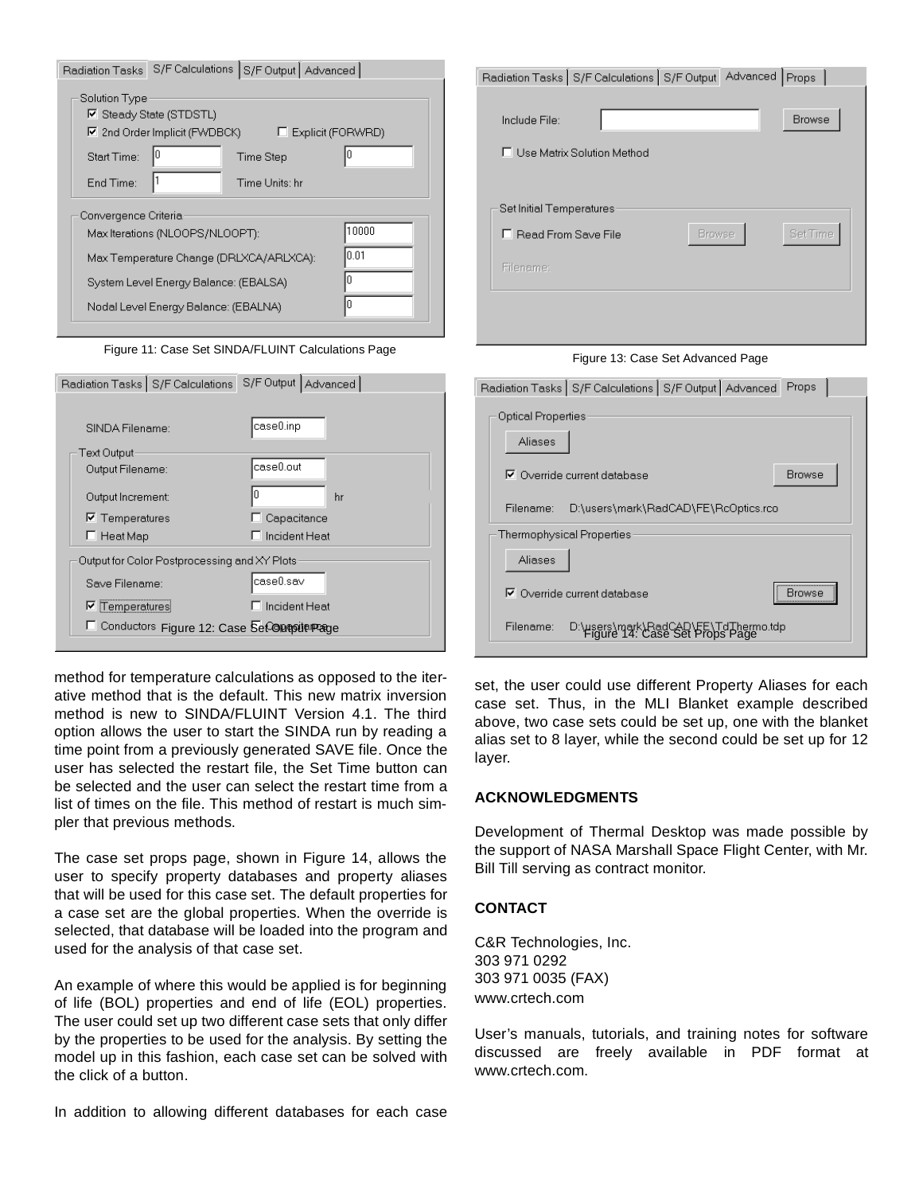Figure 11: Case Set SINDA/FLUINT Calculations Page

Figure 12: Case Set Output Page

Figure 13: Case Set Advanced Page

Figure 14: Case Set Props Page

method for temperature calculations as opposed to the iterative method that is the default. This new matrix inversion method is new to SINDA/FLUINT Version 4.1. The third option allows the user to start the SINDA run by reading a time point from a previously generated SAVE file. Once the user has selected the restart file, the Set Time button can be selected and the user can select the restart time from a list of times on the file. This method of restart is much simpler that previous methods.

The case set props page, shown in Figure 14, allows the user to specify property databases and property aliases that will be used for this case set. The default properties for a case set are the global properties. When the override is selected, that database will be loaded into the program and used for the analysis of that case set.

An example of where this would be applied is for beginning of life (BOL) properties and end of life (EOL) properties. The user could set up two different case sets that only differ by the properties to be used for the analysis. By setting the model up in this fashion, each case set can be solved with the click of a button.

In addition to allowing different databases for each case set, the user could use different Property Aliases for each case set. Thus, in the MLI Blanket example described above, two case sets could be set up, one with the blanket alias set to 8 layer, while the second could be set up for 12 layer.

## ACKNOWLEDGMENTS

Development of Thermal Desktop was made possible by the support of NASA Marshall Space Flight Center, with Mr. Bill Till serving as contract monitor.

## CONTACT

C&R Technologies, Inc.
303 971 0292
303 971 0035 (FAX)
www.crtech.com

User's manuals, tutorials, and training notes for software discussed are freely available in PDF format at www.crtech.com.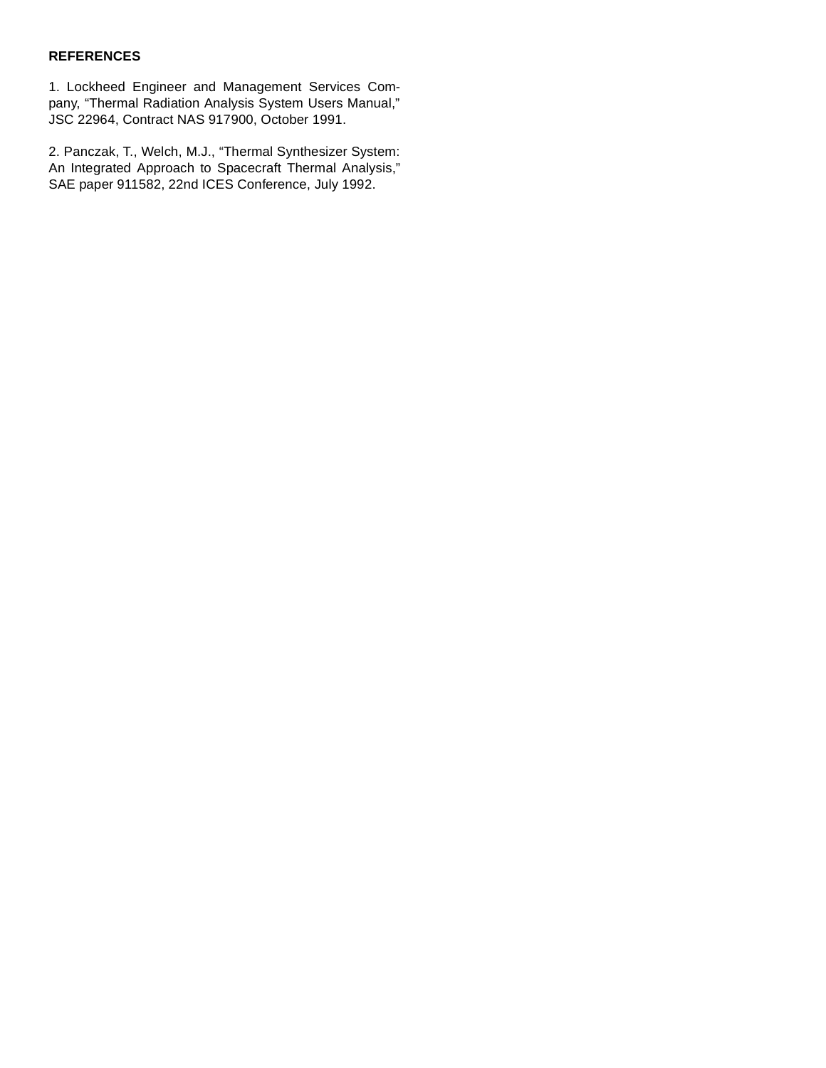## REFERENCES

1. Lockheed Engineer and Management Services Company, "Thermal Radiation Analysis System Users Manual," JSC 22964, Contract NAS 917900, October 1991.

2. Panczak, T., Welch, M.J., "Thermal Synthesizer System: An Integrated Approach to Spacecraft Thermal Analysis," SAE paper 911582, 22nd ICES Conference, July 1992.